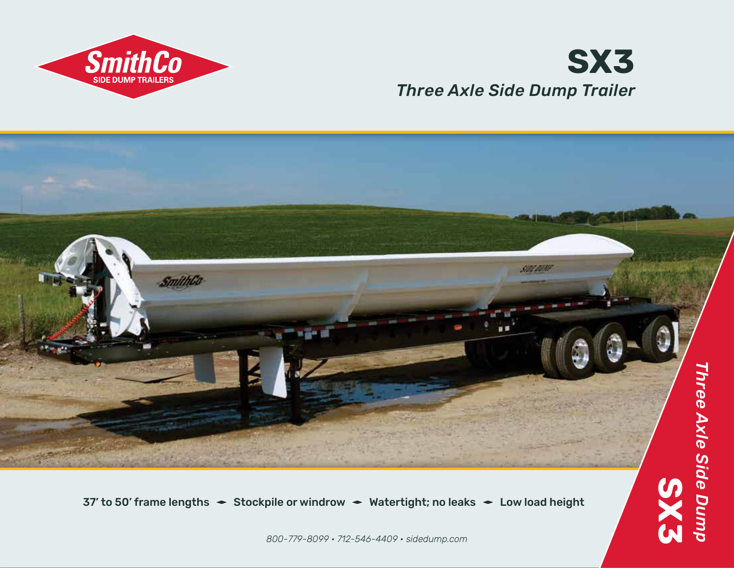SmithCo
SIDE DUMP TRAILERS

# SX3

*Three Axle Side Dump Trailer*

37′ to 50′ frame lengths • Stockpile or windrow • Watertight; no leaks • Low load height

*800-779-8099 • 712-546-4409 • sidedump.com*

**SX3** *Three Axle Side Dump*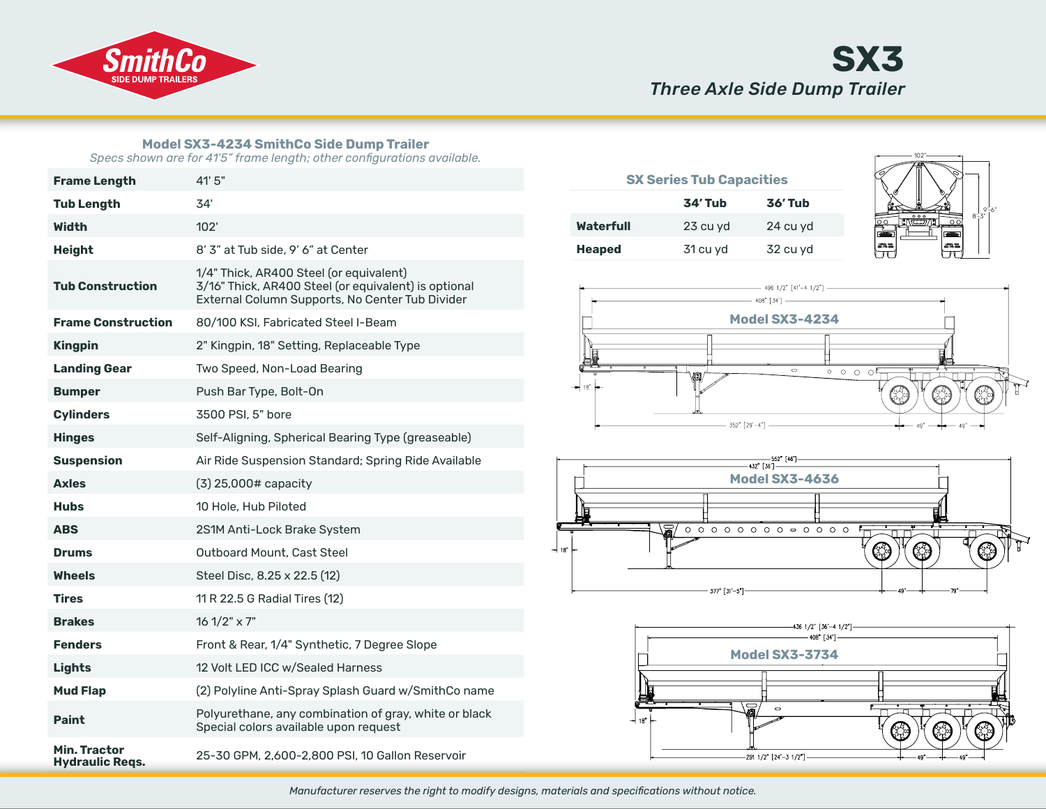# SX3

*Three Axle Side Dump Trailer*

## Model SX3-4234 SmithCo Side Dump Trailer

*Specs shown are for 41'5" frame length; other configurations available.*

| | |
|---|---|
| **Frame Length** | 41' 5" |
| **Tub Length** | 34' |
| **Width** | 102' |
| **Height** | 8' 3" at Tub side, 9' 6" at Center |
| **Tub Construction** | 1/4" Thick, AR400 Steel (or equivalent)<br>3/16" Thick, AR400 Steel (or equivalent) is optional<br>External Column Supports, No Center Tub Divider |
| **Frame Construction** | 80/100 KSI, Fabricated Steel I-Beam |
| **Kingpin** | 2" Kingpin, 18" Setting, Replaceable Type |
| **Landing Gear** | Two Speed, Non-Load Bearing |
| **Bumper** | Push Bar Type, Bolt-On |
| **Cylinders** | 3500 PSI, 5" bore |
| **Hinges** | Self-Aligning, Spherical Bearing Type (greaseable) |
| **Suspension** | Air Ride Suspension Standard; Spring Ride Available |
| **Axles** | (3) 25,000# capacity |
| **Hubs** | 10 Hole, Hub Piloted |
| **ABS** | 2S1M Anti-Lock Brake System |
| **Drums** | Outboard Mount, Cast Steel |
| **Wheels** | Steel Disc, 8.25 x 22.5 (12) |
| **Tires** | 11 R 22.5 G Radial Tires (12) |
| **Brakes** | 16 1/2" x 7" |
| **Fenders** | Front & Rear, 1/4" Synthetic, 7 Degree Slope |
| **Lights** | 12 Volt LED ICC w/Sealed Harness |
| **Mud Flap** | (2) Polyline Anti-Spray Splash Guard w/SmithCo name |
| **Paint** | Polyurethane, any combination of gray, white or black<br>Special colors available upon request |
| **Min. Tractor Hydraulic Reqs.** | 25-30 GPM, 2,600-2,800 PSI, 10 Gallon Reservoir |

### SX Series Tub Capacities

| | 34' Tub | 36' Tub |
|---|---|---|
| **Waterfull** | 23 cu yd | 24 cu yd |
| **Heaped** | 31 cu yd | 32 cu yd |

102"
8'-3"
9'-6"

**Model SX3-4234**

496 1/2" [41'-4 1/2"]
408" [34']
18"
352" [29'-4"]
49"
49"

**Model SX3-4636**

552" [46']
432" [36']
18"
377" [31'-5"]
49"
79"

**Model SX3-3734**

436 1/2" [36'-4 1/2"]
408" [34']
18"
291 1/2" [24'-3 1/2"]
49"
49"

*Manufacturer reserves the right to modify designs, materials and specifications without notice.*